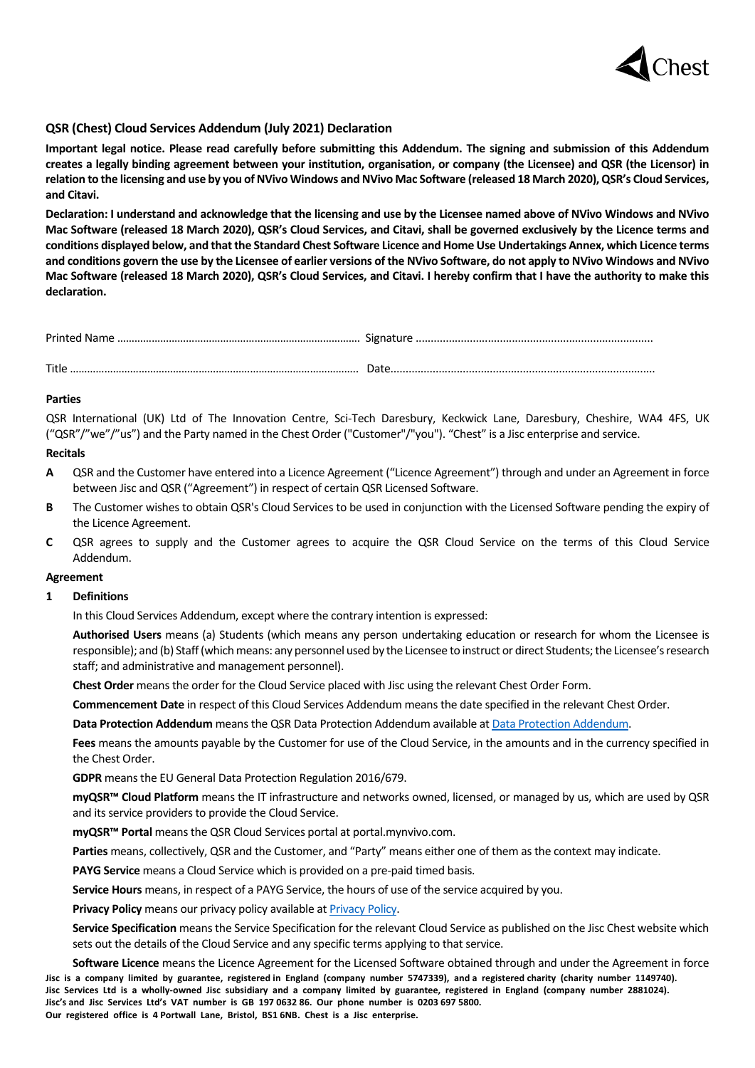## QSR (Chest) Cloud Services Addendum (July 2021) Declaration

**Important legal notice. Please read carefully before submitting this Addendum. The signing and submission of this Addendum creates a legally binding agreement between your institution, organisation, or company (the Licensee) and QSR (the Licensor) in relation to the licensing and use by you of NVivo Windows and NVivo Mac Software (released 18 March 2020), QSR's Cloud Services, and Citavi.**

**Declaration: I understand and acknowledge that the licensing and use by the Licensee named above of NVivo Windows and NVivo Mac Software (released 18 March 2020), QSR's Cloud Services, and Citavi, shall be governed exclusively by the Licence terms and conditions displayed below, and that the Standard Chest Software Licence and Home Use Undertakings Annex, which Licence terms and conditions govern the use by the Licensee of earlier versions of the NVivo Software, do not apply to NVivo Windows and NVivo Mac Software (released 18 March 2020), QSR's Cloud Services, and Citavi. I hereby confirm that I have the authority to make this declaration.**

Printed Name ………………………………………………………………………… Signature ……………………………………………………………………

Title ………………………………………………………………………………………… Date………………………………………………………………………………

**Parties**

QSR International (UK) Ltd of The Innovation Centre, Sci-Tech Daresbury, Keckwick Lane, Daresbury, Cheshire, WA4 4FS, UK ("QSR"/"we"/"us") and the Party named in the Chest Order ("Customer"/"you"). "Chest" is a Jisc enterprise and service.

**Recitals**

**A** QSR and the Customer have entered into a Licence Agreement ("Licence Agreement") through and under an Agreement in force between Jisc and QSR ("Agreement") in respect of certain QSR Licensed Software.

**B** The Customer wishes to obtain QSR's Cloud Services to be used in conjunction with the Licensed Software pending the expiry of the Licence Agreement.

**C** QSR agrees to supply and the Customer agrees to acquire the QSR Cloud Service on the terms of this Cloud Service Addendum.

**Agreement**

**1 Definitions**

In this Cloud Services Addendum, except where the contrary intention is expressed:

**Authorised Users** means (a) Students (which means any person undertaking education or research for whom the Licensee is responsible); and (b) Staff (which means: any personnel used by the Licensee to instruct or direct Students; the Licensee's research staff; and administrative and management personnel).

**Chest Order** means the order for the Cloud Service placed with Jisc using the relevant Chest Order Form.

**Commencement Date** in respect of this Cloud Services Addendum means the date specified in the relevant Chest Order.

**Data Protection Addendum** means the QSR Data Protection Addendum available at Data Protection Addendum.

**Fees** means the amounts payable by the Customer for use of the Cloud Service, in the amounts and in the currency specified in the Chest Order.

**GDPR** means the EU General Data Protection Regulation 2016/679.

**myQSR™ Cloud Platform** means the IT infrastructure and networks owned, licensed, or managed by us, which are used by QSR and its service providers to provide the Cloud Service.

**myQSR™ Portal** means the QSR Cloud Services portal at portal.mynvivo.com.

**Parties** means, collectively, QSR and the Customer, and "Party" means either one of them as the context may indicate.

**PAYG Service** means a Cloud Service which is provided on a pre-paid timed basis.

**Service Hours** means, in respect of a PAYG Service, the hours of use of the service acquired by you.

**Privacy Policy** means our privacy policy available at Privacy Policy.

**Service Specification** means the Service Specification for the relevant Cloud Service as published on the Jisc Chest website which sets out the details of the Cloud Service and any specific terms applying to that service.

**Software Licence** means the Licence Agreement for the Licensed Software obtained through and under the Agreement in force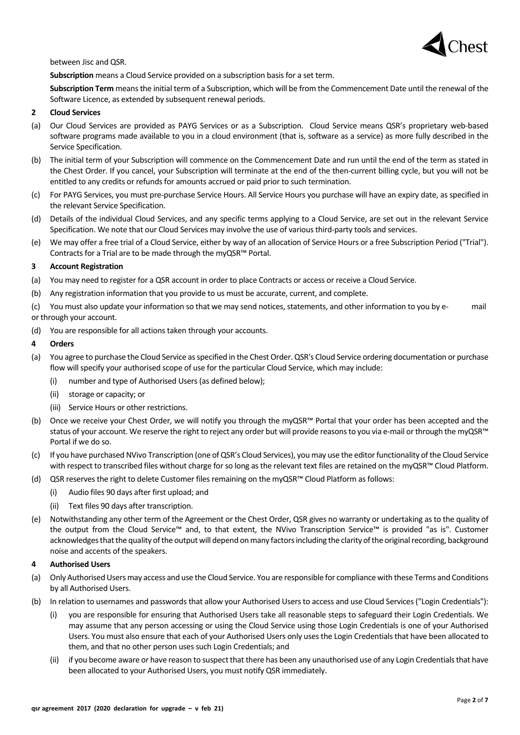between Jisc and QSR.

**Subscription** means a Cloud Service provided on a subscription basis for a set term.

**Subscription Term** means the initial term of a Subscription, which will be from the Commencement Date until the renewal of the Software Licence, as extended by subsequent renewal periods.

**2 Cloud Services**

(a) Our Cloud Services are provided as PAYG Services or as a Subscription. Cloud Service means QSR's proprietary web-based software programs made available to you in a cloud environment (that is, software as a service) as more fully described in the Service Specification.

(b) The initial term of your Subscription will commence on the Commencement Date and run until the end of the term as stated in the Chest Order. If you cancel, your Subscription will terminate at the end of the then-current billing cycle, but you will not be entitled to any credits or refunds for amounts accrued or paid prior to such termination.

(c) For PAYG Services, you must pre-purchase Service Hours. All Service Hours you purchase will have an expiry date, as specified in the relevant Service Specification.

(d) Details of the individual Cloud Services, and any specific terms applying to a Cloud Service, are set out in the relevant Service Specification. We note that our Cloud Services may involve the use of various third-party tools and services.

(e) We may offer a free trial of a Cloud Service, either by way of an allocation of Service Hours or a free Subscription Period ("Trial"). Contracts for a Trial are to be made through the myQSR™ Portal.

**3 Account Registration**

(a) You may need to register for a QSR account in order to place Contracts or access or receive a Cloud Service.

(b) Any registration information that you provide to us must be accurate, current, and complete.

(c) You must also update your information so that we may send notices, statements, and other information to you by e- mail or through your account.

(d) You are responsible for all actions taken through your accounts.

**4 Orders**

(a) You agree to purchase the Cloud Service as specified in the Chest Order. QSR's Cloud Service ordering documentation or purchase flow will specify your authorised scope of use for the particular Cloud Service, which may include:

- (i) number and type of Authorised Users (as defined below);
- (ii) storage or capacity; or
- (iii) Service Hours or other restrictions.

(b) Once we receive your Chest Order, we will notify you through the myQSR™ Portal that your order has been accepted and the status of your account. We reserve the right to reject any order but will provide reasons to you via e-mail or through the myQSR™ Portal if we do so.

(c) If you have purchased NVivo Transcription (one of QSR's Cloud Services), you may use the editor functionality of the Cloud Service with respect to transcribed files without charge for so long as the relevant text files are retained on the myQSR™ Cloud Platform.

(d) QSR reserves the right to delete Customer files remaining on the myQSR™ Cloud Platform as follows:

- (i) Audio files 90 days after first upload; and
- (ii) Text files 90 days after transcription.

(e) Notwithstanding any other term of the Agreement or the Chest Order, QSR gives no warranty or undertaking as to the quality of the output from the Cloud Service™ and, to that extent, the NVivo Transcription Service™ is provided "as is". Customer acknowledges that the quality of the output will depend on many factors including the clarity of the original recording, background noise and accents of the speakers.

**4 Authorised Users**

(a) Only Authorised Users may access and use the Cloud Service. You are responsible for compliance with these Terms and Conditions by all Authorised Users.

(b) In relation to usernames and passwords that allow your Authorised Users to access and use Cloud Services ("Login Credentials"):

- (i) you are responsible for ensuring that Authorised Users take all reasonable steps to safeguard their Login Credentials. We may assume that any person accessing or using the Cloud Service using those Login Credentials is one of your Authorised Users. You must also ensure that each of your Authorised Users only uses the Login Credentials that have been allocated to them, and that no other person uses such Login Credentials; and
- (ii) if you become aware or have reason to suspect that there has been any unauthorised use of any Login Credentials that have been allocated to your Authorised Users, you must notify QSR immediately.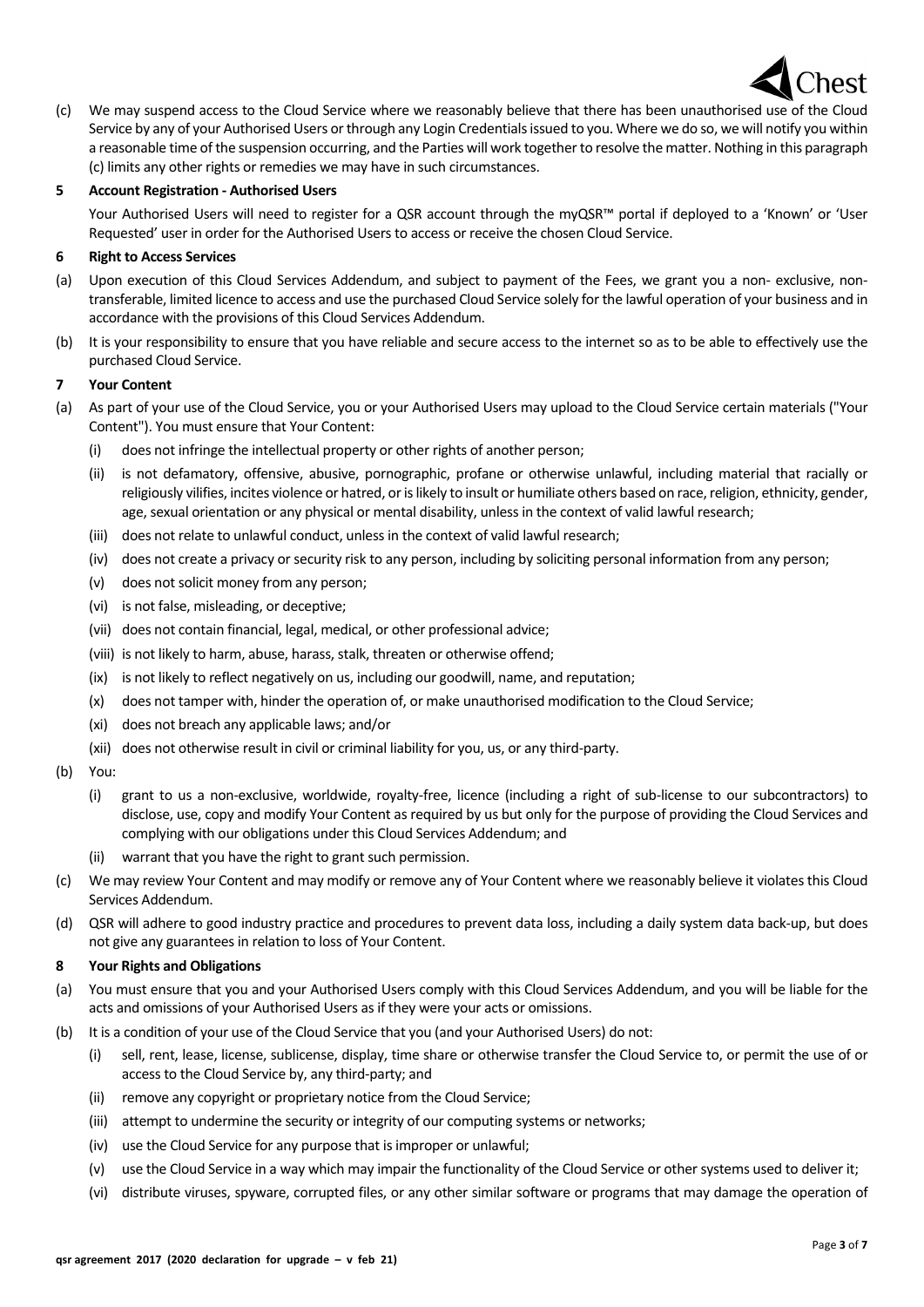(c) We may suspend access to the Cloud Service where we reasonably believe that there has been unauthorised use of the Cloud Service by any of your Authorised Users or through any Login Credentials issued to you. Where we do so, we will notify you within a reasonable time of the suspension occurring, and the Parties will work together to resolve the matter. Nothing in this paragraph (c) limits any other rights or remedies we may have in such circumstances.

**5 Account Registration - Authorised Users**

Your Authorised Users will need to register for a QSR account through the myQSR™ portal if deployed to a 'Known' or 'User Requested' user in order for the Authorised Users to access or receive the chosen Cloud Service.

**6 Right to Access Services**

(a) Upon execution of this Cloud Services Addendum, and subject to payment of the Fees, we grant you a non- exclusive, non-transferable, limited licence to access and use the purchased Cloud Service solely for the lawful operation of your business and in accordance with the provisions of this Cloud Services Addendum.

(b) It is your responsibility to ensure that you have reliable and secure access to the internet so as to be able to effectively use the purchased Cloud Service.

**7 Your Content**

(a) As part of your use of the Cloud Service, you or your Authorised Users may upload to the Cloud Service certain materials ("Your Content"). You must ensure that Your Content:

   (i) does not infringe the intellectual property or other rights of another person;

   (ii) is not defamatory, offensive, abusive, pornographic, profane or otherwise unlawful, including material that racially or religiously vilifies, incites violence or hatred, or is likely to insult or humiliate others based on race, religion, ethnicity, gender, age, sexual orientation or any physical or mental disability, unless in the context of valid lawful research;

   (iii) does not relate to unlawful conduct, unless in the context of valid lawful research;

   (iv) does not create a privacy or security risk to any person, including by soliciting personal information from any person;

   (v) does not solicit money from any person;

   (vi) is not false, misleading, or deceptive;

   (vii) does not contain financial, legal, medical, or other professional advice;

   (viii) is not likely to harm, abuse, harass, stalk, threaten or otherwise offend;

   (ix) is not likely to reflect negatively on us, including our goodwill, name, and reputation;

   (x) does not tamper with, hinder the operation of, or make unauthorised modification to the Cloud Service;

   (xi) does not breach any applicable laws; and/or

   (xii) does not otherwise result in civil or criminal liability for you, us, or any third-party.

(b) You:

   (i) grant to us a non-exclusive, worldwide, royalty-free, licence (including a right of sub-license to our subcontractors) to disclose, use, copy and modify Your Content as required by us but only for the purpose of providing the Cloud Services and complying with our obligations under this Cloud Services Addendum; and

   (ii) warrant that you have the right to grant such permission.

(c) We may review Your Content and may modify or remove any of Your Content where we reasonably believe it violates this Cloud Services Addendum.

(d) QSR will adhere to good industry practice and procedures to prevent data loss, including a daily system data back-up, but does not give any guarantees in relation to loss of Your Content.

**8 Your Rights and Obligations**

(a) You must ensure that you and your Authorised Users comply with this Cloud Services Addendum, and you will be liable for the acts and omissions of your Authorised Users as if they were your acts or omissions.

(b) It is a condition of your use of the Cloud Service that you (and your Authorised Users) do not:

   (i) sell, rent, lease, license, sublicense, display, time share or otherwise transfer the Cloud Service to, or permit the use of or access to the Cloud Service by, any third-party; and

   (ii) remove any copyright or proprietary notice from the Cloud Service;

   (iii) attempt to undermine the security or integrity of our computing systems or networks;

   (iv) use the Cloud Service for any purpose that is improper or unlawful;

   (v) use the Cloud Service in a way which may impair the functionality of the Cloud Service or other systems used to deliver it;

   (vi) distribute viruses, spyware, corrupted files, or any other similar software or programs that may damage the operation of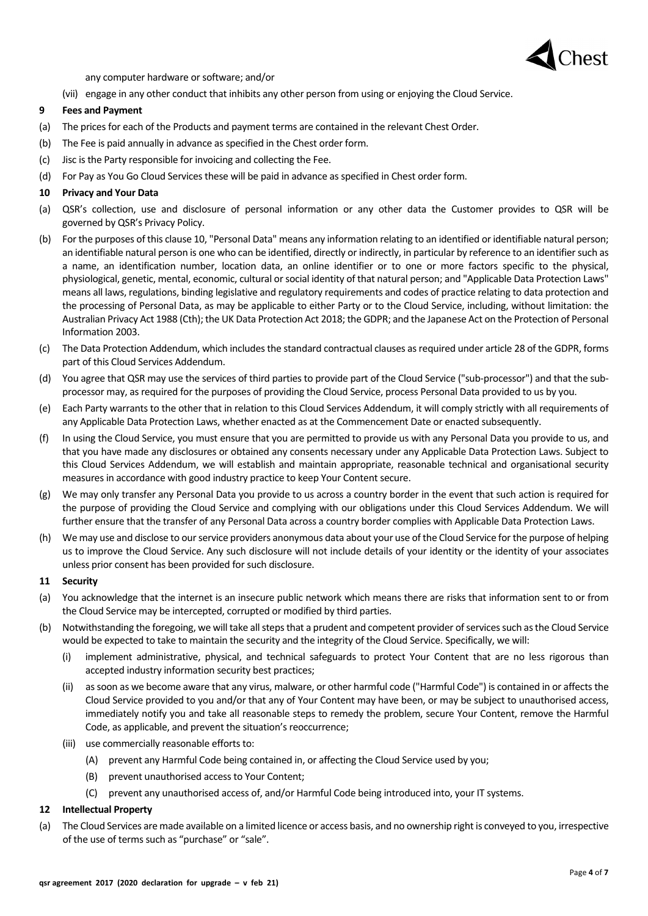any computer hardware or software; and/or

(vii) engage in any other conduct that inhibits any other person from using or enjoying the Cloud Service.

**9 Fees and Payment**

(a) The prices for each of the Products and payment terms are contained in the relevant Chest Order.

(b) The Fee is paid annually in advance as specified in the Chest order form.

(c) Jisc is the Party responsible for invoicing and collecting the Fee.

(d) For Pay as You Go Cloud Services these will be paid in advance as specified in Chest order form.

**10 Privacy and Your Data**

(a) QSR's collection, use and disclosure of personal information or any other data the Customer provides to QSR will be governed by QSR's Privacy Policy.

(b) For the purposes of this clause 10, "Personal Data" means any information relating to an identified or identifiable natural person; an identifiable natural person is one who can be identified, directly or indirectly, in particular by reference to an identifier such as a name, an identification number, location data, an online identifier or to one or more factors specific to the physical, physiological, genetic, mental, economic, cultural or social identity of that natural person; and "Applicable Data Protection Laws" means all laws, regulations, binding legislative and regulatory requirements and codes of practice relating to data protection and the processing of Personal Data, as may be applicable to either Party or to the Cloud Service, including, without limitation: the Australian Privacy Act 1988 (Cth); the UK Data Protection Act 2018; the GDPR; and the Japanese Act on the Protection of Personal Information 2003.

(c) The Data Protection Addendum, which includes the standard contractual clauses as required under article 28 of the GDPR, forms part of this Cloud Services Addendum.

(d) You agree that QSR may use the services of third parties to provide part of the Cloud Service ("sub-processor") and that the sub-processor may, as required for the purposes of providing the Cloud Service, process Personal Data provided to us by you.

(e) Each Party warrants to the other that in relation to this Cloud Services Addendum, it will comply strictly with all requirements of any Applicable Data Protection Laws, whether enacted as at the Commencement Date or enacted subsequently.

(f) In using the Cloud Service, you must ensure that you are permitted to provide us with any Personal Data you provide to us, and that you have made any disclosures or obtained any consents necessary under any Applicable Data Protection Laws. Subject to this Cloud Services Addendum, we will establish and maintain appropriate, reasonable technical and organisational security measures in accordance with good industry practice to keep Your Content secure.

(g) We may only transfer any Personal Data you provide to us across a country border in the event that such action is required for the purpose of providing the Cloud Service and complying with our obligations under this Cloud Services Addendum. We will further ensure that the transfer of any Personal Data across a country border complies with Applicable Data Protection Laws.

(h) We may use and disclose to our service providers anonymous data about your use of the Cloud Service for the purpose of helping us to improve the Cloud Service. Any such disclosure will not include details of your identity or the identity of your associates unless prior consent has been provided for such disclosure.

**11 Security**

(a) You acknowledge that the internet is an insecure public network which means there are risks that information sent to or from the Cloud Service may be intercepted, corrupted or modified by third parties.

(b) Notwithstanding the foregoing, we will take all steps that a prudent and competent provider of services such as the Cloud Service would be expected to take to maintain the security and the integrity of the Cloud Service. Specifically, we will:

   (i) implement administrative, physical, and technical safeguards to protect Your Content that are no less rigorous than accepted industry information security best practices;

   (ii) as soon as we become aware that any virus, malware, or other harmful code ("Harmful Code") is contained in or affects the Cloud Service provided to you and/or that any of Your Content may have been, or may be subject to unauthorised access, immediately notify you and take all reasonable steps to remedy the problem, secure Your Content, remove the Harmful Code, as applicable, and prevent the situation's reoccurrence;

   (iii) use commercially reasonable efforts to:

      (A) prevent any Harmful Code being contained in, or affecting the Cloud Service used by you;

      (B) prevent unauthorised access to Your Content;

      (C) prevent any unauthorised access of, and/or Harmful Code being introduced into, your IT systems.

**12 Intellectual Property**

(a) The Cloud Services are made available on a limited licence or access basis, and no ownership right is conveyed to you, irrespective of the use of terms such as "purchase" or "sale".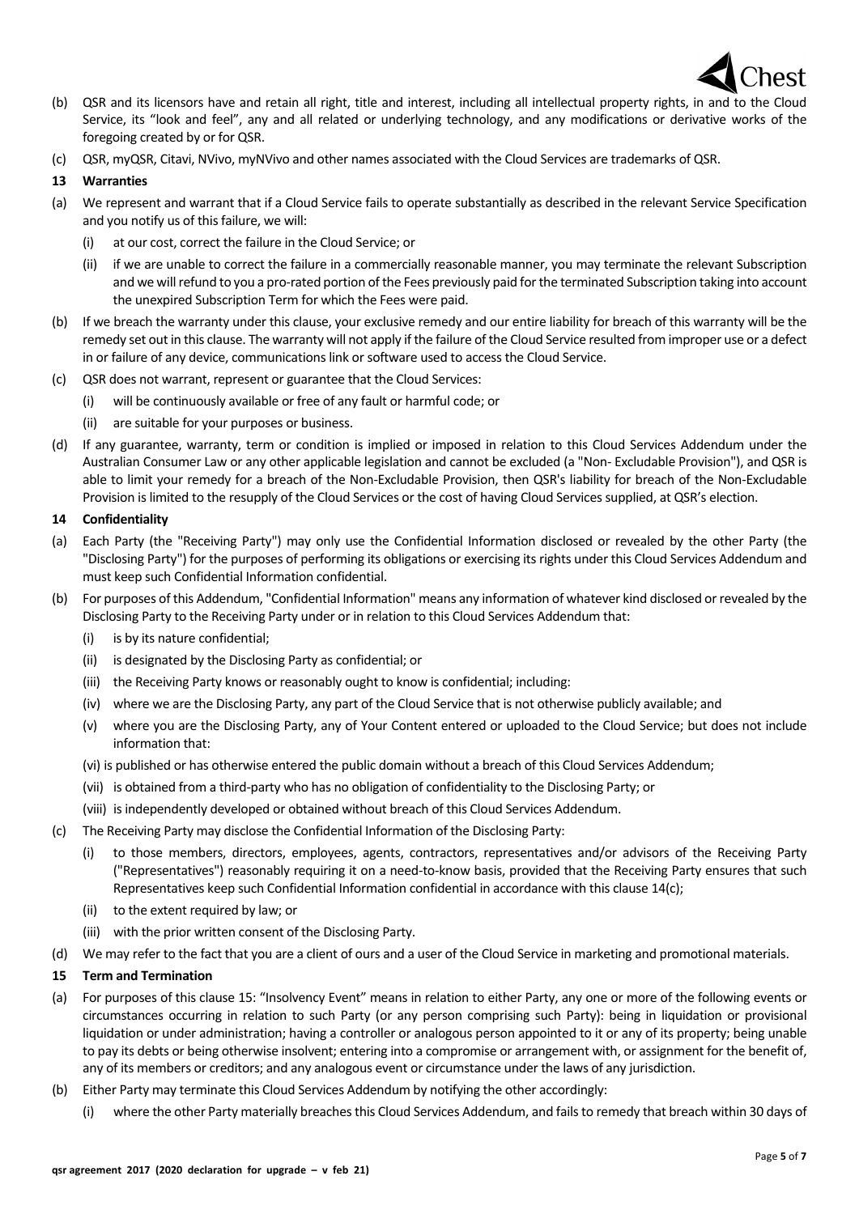(b) QSR and its licensors have and retain all right, title and interest, including all intellectual property rights, in and to the Cloud Service, its "look and feel", any and all related or underlying technology, and any modifications or derivative works of the foregoing created by or for QSR.

(c) QSR, myQSR, Citavi, NVivo, myNVivo and other names associated with the Cloud Services are trademarks of QSR.

## 13 Warranties

(a) We represent and warrant that if a Cloud Service fails to operate substantially as described in the relevant Service Specification and you notify us of this failure, we will:

- (i) at our cost, correct the failure in the Cloud Service; or
- (ii) if we are unable to correct the failure in a commercially reasonable manner, you may terminate the relevant Subscription and we will refund to you a pro-rated portion of the Fees previously paid for the terminated Subscription taking into account the unexpired Subscription Term for which the Fees were paid.

(b) If we breach the warranty under this clause, your exclusive remedy and our entire liability for breach of this warranty will be the remedy set out in this clause. The warranty will not apply if the failure of the Cloud Service resulted from improper use or a defect in or failure of any device, communications link or software used to access the Cloud Service.

(c) QSR does not warrant, represent or guarantee that the Cloud Services:

- (i) will be continuously available or free of any fault or harmful code; or
- (ii) are suitable for your purposes or business.

(d) If any guarantee, warranty, term or condition is implied or imposed in relation to this Cloud Services Addendum under the Australian Consumer Law or any other applicable legislation and cannot be excluded (a "Non- Excludable Provision"), and QSR is able to limit your remedy for a breach of the Non-Excludable Provision, then QSR's liability for breach of the Non-Excludable Provision is limited to the resupply of the Cloud Services or the cost of having Cloud Services supplied, at QSR's election.

## 14 Confidentiality

(a) Each Party (the "Receiving Party") may only use the Confidential Information disclosed or revealed by the other Party (the "Disclosing Party") for the purposes of performing its obligations or exercising its rights under this Cloud Services Addendum and must keep such Confidential Information confidential.

(b) For purposes of this Addendum, "Confidential Information" means any information of whatever kind disclosed or revealed by the Disclosing Party to the Receiving Party under or in relation to this Cloud Services Addendum that:

- (i) is by its nature confidential;
- (ii) is designated by the Disclosing Party as confidential; or
- (iii) the Receiving Party knows or reasonably ought to know is confidential; including:
- (iv) where we are the Disclosing Party, any part of the Cloud Service that is not otherwise publicly available; and
- (v) where you are the Disclosing Party, any of Your Content entered or uploaded to the Cloud Service; but does not include information that:
- (vi) is published or has otherwise entered the public domain without a breach of this Cloud Services Addendum;
- (vii) is obtained from a third-party who has no obligation of confidentiality to the Disclosing Party; or
- (viii) is independently developed or obtained without breach of this Cloud Services Addendum.

(c) The Receiving Party may disclose the Confidential Information of the Disclosing Party:

- (i) to those members, directors, employees, agents, contractors, representatives and/or advisors of the Receiving Party ("Representatives") reasonably requiring it on a need-to-know basis, provided that the Receiving Party ensures that such Representatives keep such Confidential Information confidential in accordance with this clause 14(c);
- (ii) to the extent required by law; or
- (iii) with the prior written consent of the Disclosing Party.

(d) We may refer to the fact that you are a client of ours and a user of the Cloud Service in marketing and promotional materials.

## 15 Term and Termination

(a) For purposes of this clause 15: "Insolvency Event" means in relation to either Party, any one or more of the following events or circumstances occurring in relation to such Party (or any person comprising such Party): being in liquidation or provisional liquidation or under administration; having a controller or analogous person appointed to it or any of its property; being unable to pay its debts or being otherwise insolvent; entering into a compromise or arrangement with, or assignment for the benefit of, any of its members or creditors; and any analogous event or circumstance under the laws of any jurisdiction.

(b) Either Party may terminate this Cloud Services Addendum by notifying the other accordingly:

- (i) where the other Party materially breaches this Cloud Services Addendum, and fails to remedy that breach within 30 days of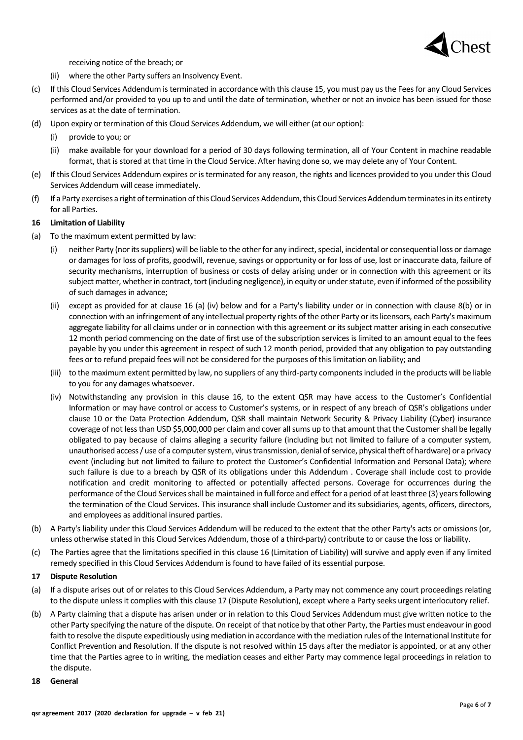receiving notice of the breach; or

(ii) where the other Party suffers an Insolvency Event.

(c) If this Cloud Services Addendum is terminated in accordance with this clause 15, you must pay us the Fees for any Cloud Services performed and/or provided to you up to and until the date of termination, whether or not an invoice has been issued for those services as at the date of termination.

(d) Upon expiry or termination of this Cloud Services Addendum, we will either (at our option):

(i) provide to you; or

(ii) make available for your download for a period of 30 days following termination, all of Your Content in machine readable format, that is stored at that time in the Cloud Service. After having done so, we may delete any of Your Content.

(e) If this Cloud Services Addendum expires or is terminated for any reason, the rights and licences provided to you under this Cloud Services Addendum will cease immediately.

(f) If a Party exercises a right of termination of this Cloud Services Addendum, this Cloud Services Addendum terminates in its entirety for all Parties.

**16 Limitation of Liability**

(a) To the maximum extent permitted by law:

(i) neither Party (nor its suppliers) will be liable to the other for any indirect, special, incidental or consequential loss or damage or damages for loss of profits, goodwill, revenue, savings or opportunity or for loss of use, lost or inaccurate data, failure of security mechanisms, interruption of business or costs of delay arising under or in connection with this agreement or its subject matter, whether in contract, tort (including negligence), in equity or under statute, even if informed of the possibility of such damages in advance;

(ii) except as provided for at clause 16 (a) (iv) below and for a Party's liability under or in connection with clause 8(b) or in connection with an infringement of any intellectual property rights of the other Party or its licensors, each Party's maximum aggregate liability for all claims under or in connection with this agreement or its subject matter arising in each consecutive 12 month period commencing on the date of first use of the subscription services is limited to an amount equal to the fees payable by you under this agreement in respect of such 12 month period, provided that any obligation to pay outstanding fees or to refund prepaid fees will not be considered for the purposes of this limitation on liability; and

(iii) to the maximum extent permitted by law, no suppliers of any third-party components included in the products will be liable to you for any damages whatsoever.

(iv) Notwithstanding any provision in this clause 16, to the extent QSR may have access to the Customer's Confidential Information or may have control or access to Customer's systems, or in respect of any breach of QSR's obligations under clause 10 or the Data Protection Addendum, QSR shall maintain Network Security & Privacy Liability (Cyber) insurance coverage of not less than USD $5,000,000 per claim and cover all sums up to that amount that the Customer shall be legally obligated to pay because of claims alleging a security failure (including but not limited to failure of a computer system, unauthorised access / use of a computer system, virus transmission, denial of service, physical theft of hardware) or a privacy event (including but not limited to failure to protect the Customer's Confidential Information and Personal Data); where such failure is due to a breach by QSR of its obligations under this Addendum . Coverage shall include cost to provide notification and credit monitoring to affected or potentially affected persons. Coverage for occurrences during the performance of the Cloud Services shall be maintained in full force and effect for a period of at least three (3) years following the termination of the Cloud Services. This insurance shall include Customer and its subsidiaries, agents, officers, directors, and employees as additional insured parties.

(b) A Party's liability under this Cloud Services Addendum will be reduced to the extent that the other Party's acts or omissions (or, unless otherwise stated in this Cloud Services Addendum, those of a third-party) contribute to or cause the loss or liability.

(c) The Parties agree that the limitations specified in this clause 16 (Limitation of Liability) will survive and apply even if any limited remedy specified in this Cloud Services Addendum is found to have failed of its essential purpose.

**17 Dispute Resolution**

(a) If a dispute arises out of or relates to this Cloud Services Addendum, a Party may not commence any court proceedings relating to the dispute unless it complies with this clause 17 (Dispute Resolution), except where a Party seeks urgent interlocutory relief.

(b) A Party claiming that a dispute has arisen under or in relation to this Cloud Services Addendum must give written notice to the other Party specifying the nature of the dispute. On receipt of that notice by that other Party, the Parties must endeavour in good faith to resolve the dispute expeditiously using mediation in accordance with the mediation rules of the International Institute for Conflict Prevention and Resolution. If the dispute is not resolved within 15 days after the mediator is appointed, or at any other time that the Parties agree to in writing, the mediation ceases and either Party may commence legal proceedings in relation to the dispute.

**18 General**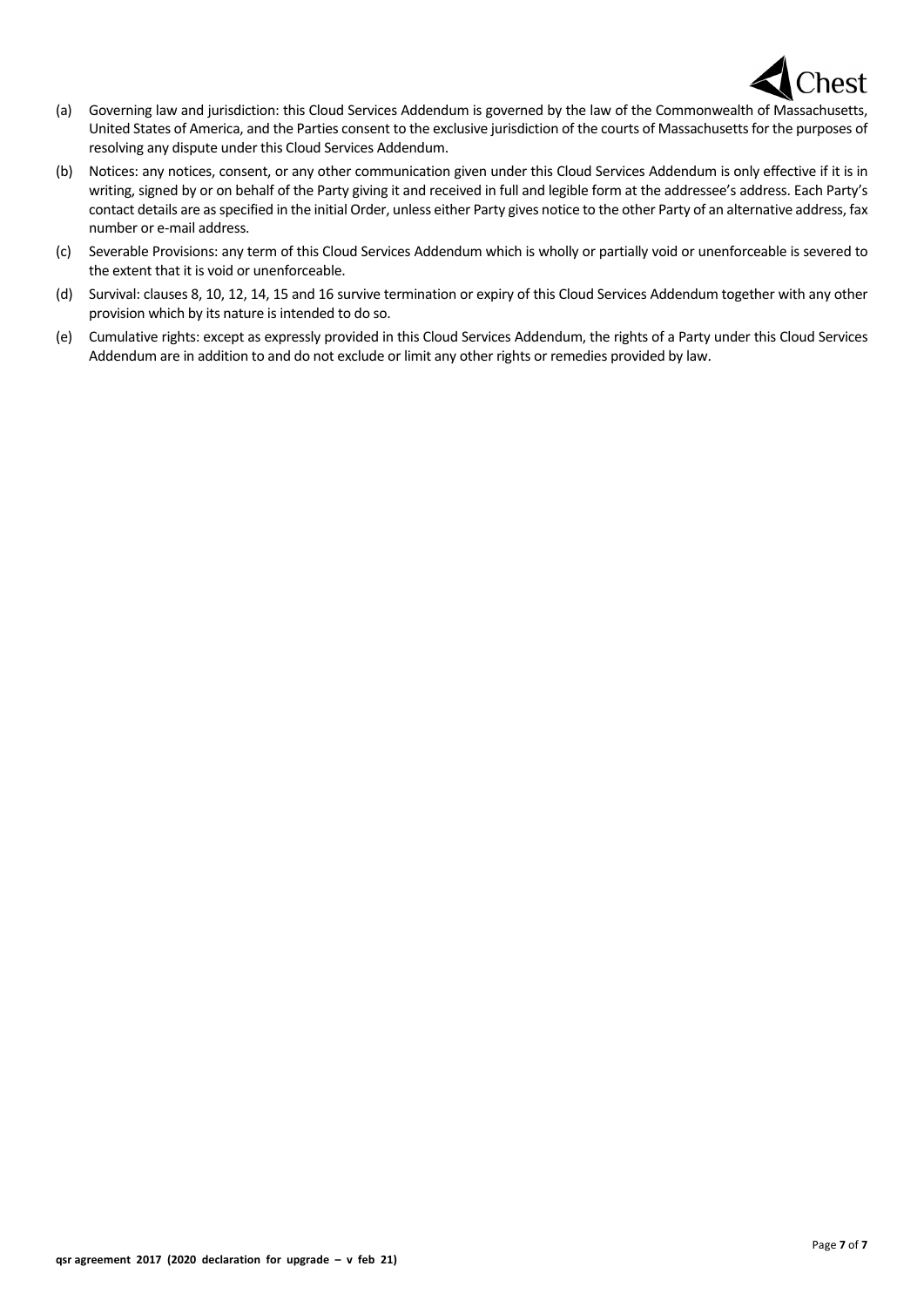(a) Governing law and jurisdiction: this Cloud Services Addendum is governed by the law of the Commonwealth of Massachusetts, United States of America, and the Parties consent to the exclusive jurisdiction of the courts of Massachusetts for the purposes of resolving any dispute under this Cloud Services Addendum.

(b) Notices: any notices, consent, or any other communication given under this Cloud Services Addendum is only effective if it is in writing, signed by or on behalf of the Party giving it and received in full and legible form at the addressee's address. Each Party's contact details are as specified in the initial Order, unless either Party gives notice to the other Party of an alternative address, fax number or e-mail address.

(c) Severable Provisions: any term of this Cloud Services Addendum which is wholly or partially void or unenforceable is severed to the extent that it is void or unenforceable.

(d) Survival: clauses 8, 10, 12, 14, 15 and 16 survive termination or expiry of this Cloud Services Addendum together with any other provision which by its nature is intended to do so.

(e) Cumulative rights: except as expressly provided in this Cloud Services Addendum, the rights of a Party under this Cloud Services Addendum are in addition to and do not exclude or limit any other rights or remedies provided by law.